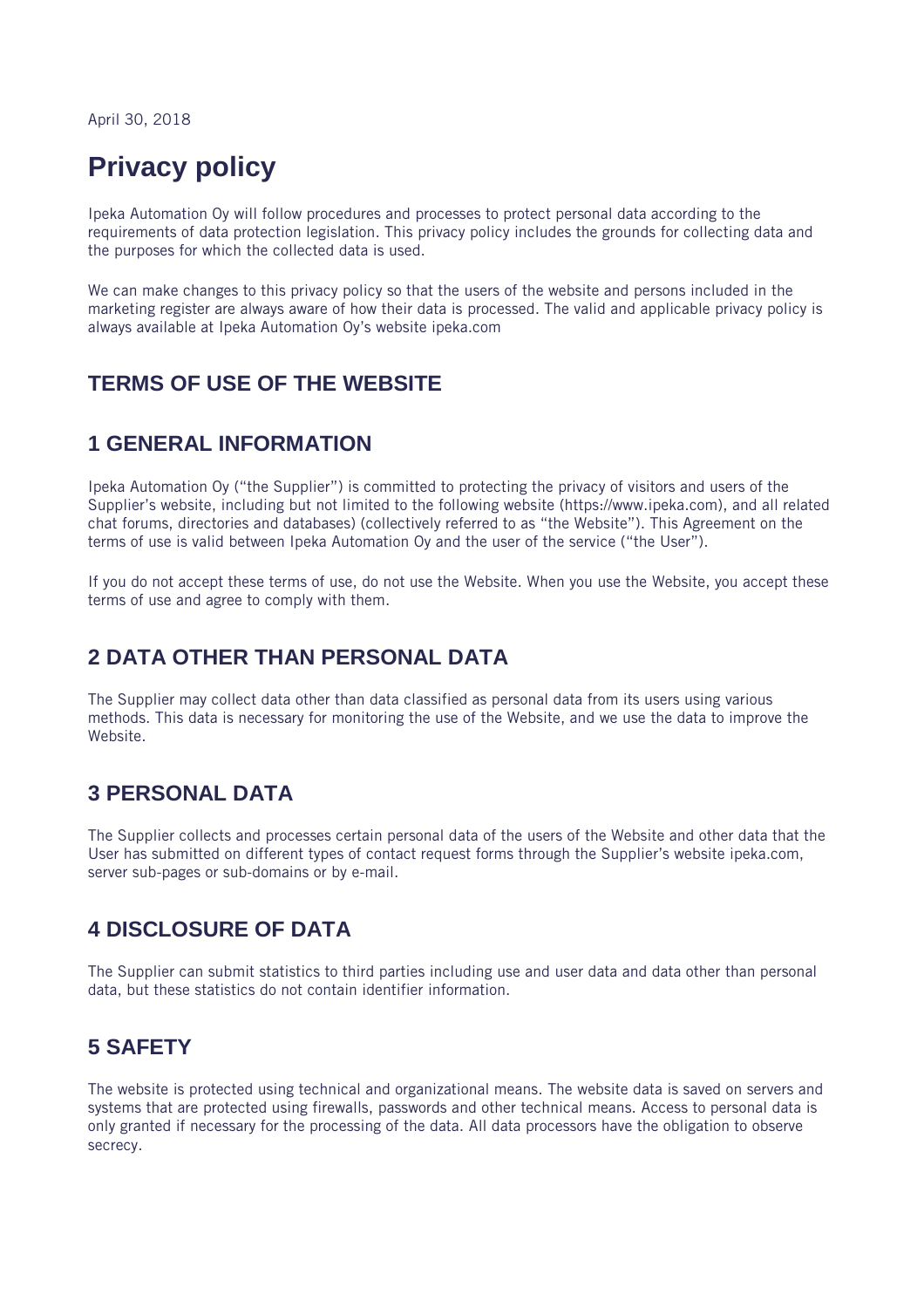April 30, 2018

# Privacy policy

Ipeka Automation Oy will follow procedures and processes to protect personal data according to the requirements of data protection legislation. This privacy policy includes the grounds for collecting data and the purposes for which the collected data is used.

We can make changes to this privacy policy so that the users of the website and persons included in the marketing register are always aware of how their data is processed. The valid and applicable privacy policy is always available at Ipeka Automation Oy's website ipeka.com

## TERMS OF USE OF THE WEBSITE

## 1 GENERAL INFORMATION

Ipeka Automation Oy ("the Supplier") is committed to protecting the privacy of visitors and users of the Supplier's website, including but not limited to the following website (https://www.ipeka.com), and all related chat forums, directories and databases) (collectively referred to as "the Website"). This Agreement on the terms of use is valid between Ipeka Automation Oy and the user of the service ("the User").

If you do not accept these terms of use, do not use the Website. When you use the Website, you accept these terms of use and agree to comply with them.

## 2 DATA OTHER THAN PERSONAL DATA

The Supplier may collect data other than data classified as personal data from its users using various methods. This data is necessary for monitoring the use of the Website, and we use the data to improve the Website.

## 3 PERSONAL DATA

The Supplier collects and processes certain personal data of the users of the Website and other data that the User has submitted on different types of contact request forms through the Supplier's website ipeka.com, server sub-pages or sub-domains or by e-mail.

## 4 DISCLOSURE OF DATA

The Supplier can submit statistics to third parties including use and user data and data other than personal data, but these statistics do not contain identifier information.

## 5 SAFETY

The website is protected using technical and organizational means. The website data is saved on servers and systems that are protected using firewalls, passwords and other technical means. Access to personal data is only granted if necessary for the processing of the data. All data processors have the obligation to observe secrecy.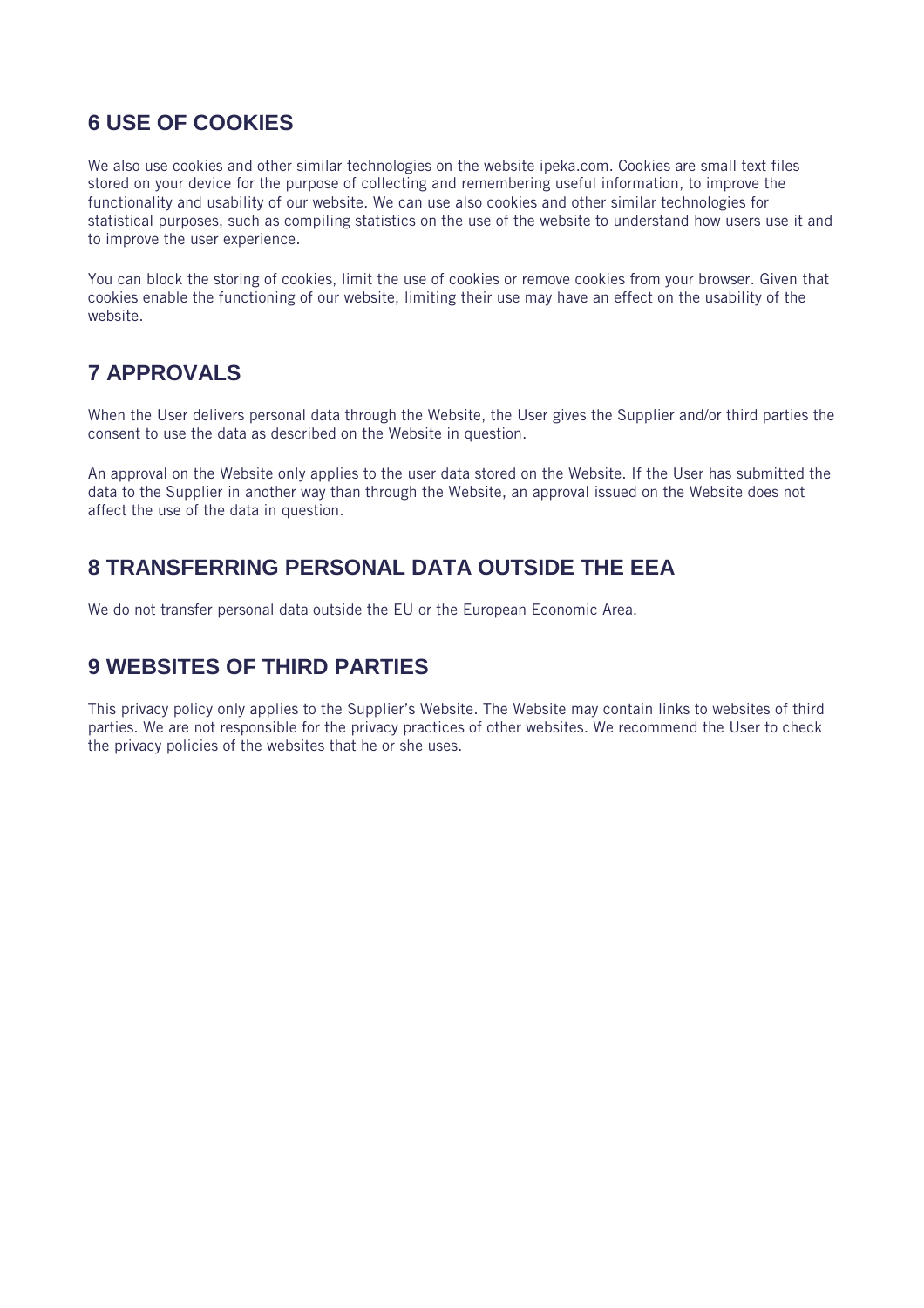## 6 USE OF COOKIES

We also use cookies and other similar technologies on the website ipeka.com. Cookies are small text files stored on your device for the purpose of collecting and remembering useful information, to improve the functionality and usability of our website. We can use also cookies and other similar technologies for statistical purposes, such as compiling statistics on the use of the website to understand how users use it and to improve the user experience.

You can block the storing of cookies, limit the use of cookies or remove cookies from your browser. Given that cookies enable the functioning of our website, limiting their use may have an effect on the usability of the website.

## 7 APPROVALS

When the User delivers personal data through the Website, the User gives the Supplier and/or third parties the consent to use the data as described on the Website in question.

An approval on the Website only applies to the user data stored on the Website. If the User has submitted the data to the Supplier in another way than through the Website, an approval issued on the Website does not affect the use of the data in question.

## 8 TRANSFERRING PERSONAL DATA OUTSIDE THE EEA

We do not transfer personal data outside the EU or the European Economic Area.

## 9 WEBSITES OF THIRD PARTIES

This privacy policy only applies to the Supplier's Website. The Website may contain links to websites of third parties. We are not responsible for the privacy practices of other websites. We recommend the User to check the privacy policies of the websites that he or she uses.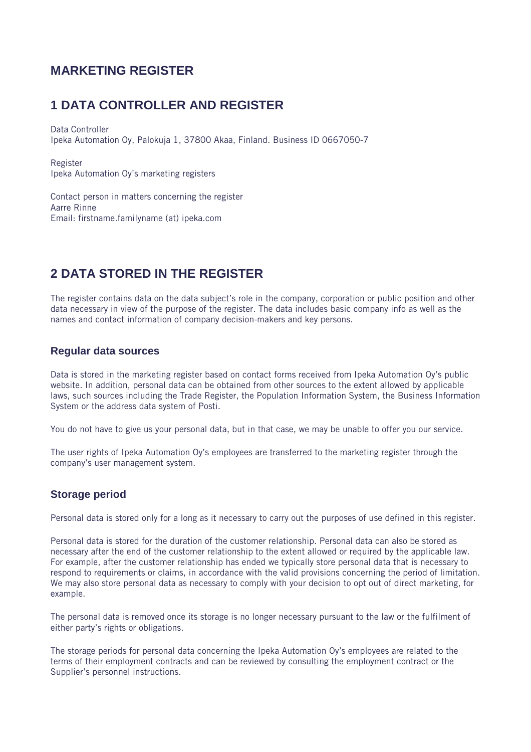# MARKETING REGISTER

## 1 DATA CONTROLLER AND REGISTER

Data Controller
Ipeka Automation Oy, Palokuja 1, 37800 Akaa, Finland. Business ID 0667050-7

Register
Ipeka Automation Oy's marketing registers

Contact person in matters concerning the register
Aarre Rinne
Email: firstname.familyname (at) ipeka.com

## 2 DATA STORED IN THE REGISTER

The register contains data on the data subject's role in the company, corporation or public position and other data necessary in view of the purpose of the register. The data includes basic company info as well as the names and contact information of company decision-makers and key persons.

### Regular data sources

Data is stored in the marketing register based on contact forms received from Ipeka Automation Oy's public website. In addition, personal data can be obtained from other sources to the extent allowed by applicable laws, such sources including the Trade Register, the Population Information System, the Business Information System or the address data system of Posti.

You do not have to give us your personal data, but in that case, we may be unable to offer you our service.

The user rights of Ipeka Automation Oy's employees are transferred to the marketing register through the company's user management system.

### Storage period

Personal data is stored only for a long as it necessary to carry out the purposes of use defined in this register.

Personal data is stored for the duration of the customer relationship. Personal data can also be stored as necessary after the end of the customer relationship to the extent allowed or required by the applicable law. For example, after the customer relationship has ended we typically store personal data that is necessary to respond to requirements or claims, in accordance with the valid provisions concerning the period of limitation. We may also store personal data as necessary to comply with your decision to opt out of direct marketing, for example.

The personal data is removed once its storage is no longer necessary pursuant to the law or the fulfilment of either party's rights or obligations.

The storage periods for personal data concerning the Ipeka Automation Oy's employees are related to the terms of their employment contracts and can be reviewed by consulting the employment contract or the Supplier's personnel instructions.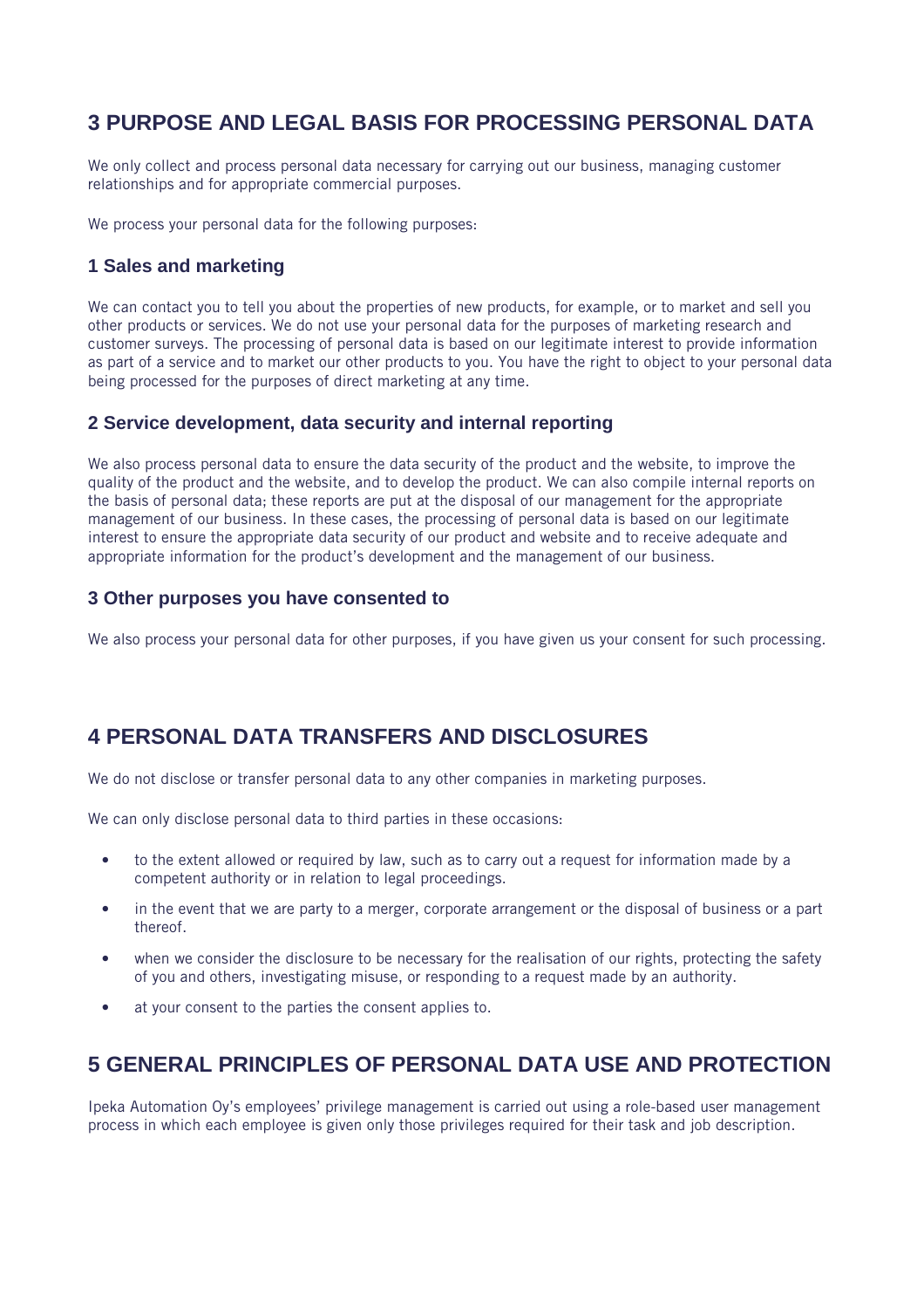## 3 PURPOSE AND LEGAL BASIS FOR PROCESSING PERSONAL DATA

We only collect and process personal data necessary for carrying out our business, managing customer relationships and for appropriate commercial purposes.

We process your personal data for the following purposes:

### 1 Sales and marketing

We can contact you to tell you about the properties of new products, for example, or to market and sell you other products or services. We do not use your personal data for the purposes of marketing research and customer surveys. The processing of personal data is based on our legitimate interest to provide information as part of a service and to market our other products to you. You have the right to object to your personal data being processed for the purposes of direct marketing at any time.

### 2 Service development, data security and internal reporting

We also process personal data to ensure the data security of the product and the website, to improve the quality of the product and the website, and to develop the product. We can also compile internal reports on the basis of personal data; these reports are put at the disposal of our management for the appropriate management of our business. In these cases, the processing of personal data is based on our legitimate interest to ensure the appropriate data security of our product and website and to receive adequate and appropriate information for the product's development and the management of our business.

### 3 Other purposes you have consented to

We also process your personal data for other purposes, if you have given us your consent for such processing.

## 4 PERSONAL DATA TRANSFERS AND DISCLOSURES

We do not disclose or transfer personal data to any other companies in marketing purposes.

We can only disclose personal data to third parties in these occasions:

- to the extent allowed or required by law, such as to carry out a request for information made by a competent authority or in relation to legal proceedings.
- in the event that we are party to a merger, corporate arrangement or the disposal of business or a part thereof.
- when we consider the disclosure to be necessary for the realisation of our rights, protecting the safety of you and others, investigating misuse, or responding to a request made by an authority.
- at your consent to the parties the consent applies to.

## 5 GENERAL PRINCIPLES OF PERSONAL DATA USE AND PROTECTION

Ipeka Automation Oy's employees' privilege management is carried out using a role-based user management process in which each employee is given only those privileges required for their task and job description.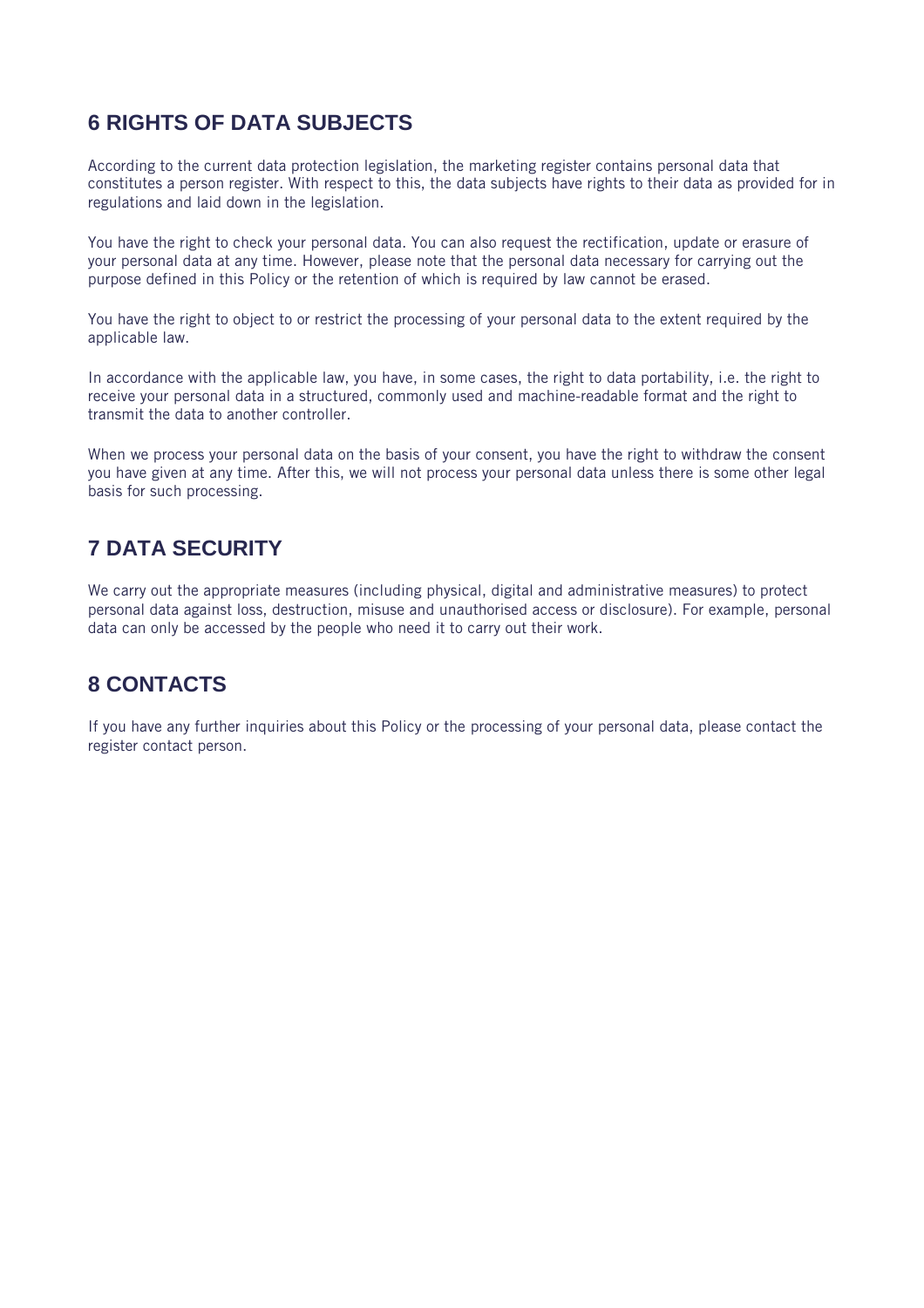## 6 RIGHTS OF DATA SUBJECTS

According to the current data protection legislation, the marketing register contains personal data that constitutes a person register. With respect to this, the data subjects have rights to their data as provided for in regulations and laid down in the legislation.

You have the right to check your personal data. You can also request the rectification, update or erasure of your personal data at any time. However, please note that the personal data necessary for carrying out the purpose defined in this Policy or the retention of which is required by law cannot be erased.

You have the right to object to or restrict the processing of your personal data to the extent required by the applicable law.

In accordance with the applicable law, you have, in some cases, the right to data portability, i.e. the right to receive your personal data in a structured, commonly used and machine-readable format and the right to transmit the data to another controller.

When we process your personal data on the basis of your consent, you have the right to withdraw the consent you have given at any time. After this, we will not process your personal data unless there is some other legal basis for such processing.

## 7 DATA SECURITY

We carry out the appropriate measures (including physical, digital and administrative measures) to protect personal data against loss, destruction, misuse and unauthorised access or disclosure). For example, personal data can only be accessed by the people who need it to carry out their work.

## 8 CONTACTS

If you have any further inquiries about this Policy or the processing of your personal data, please contact the register contact person.